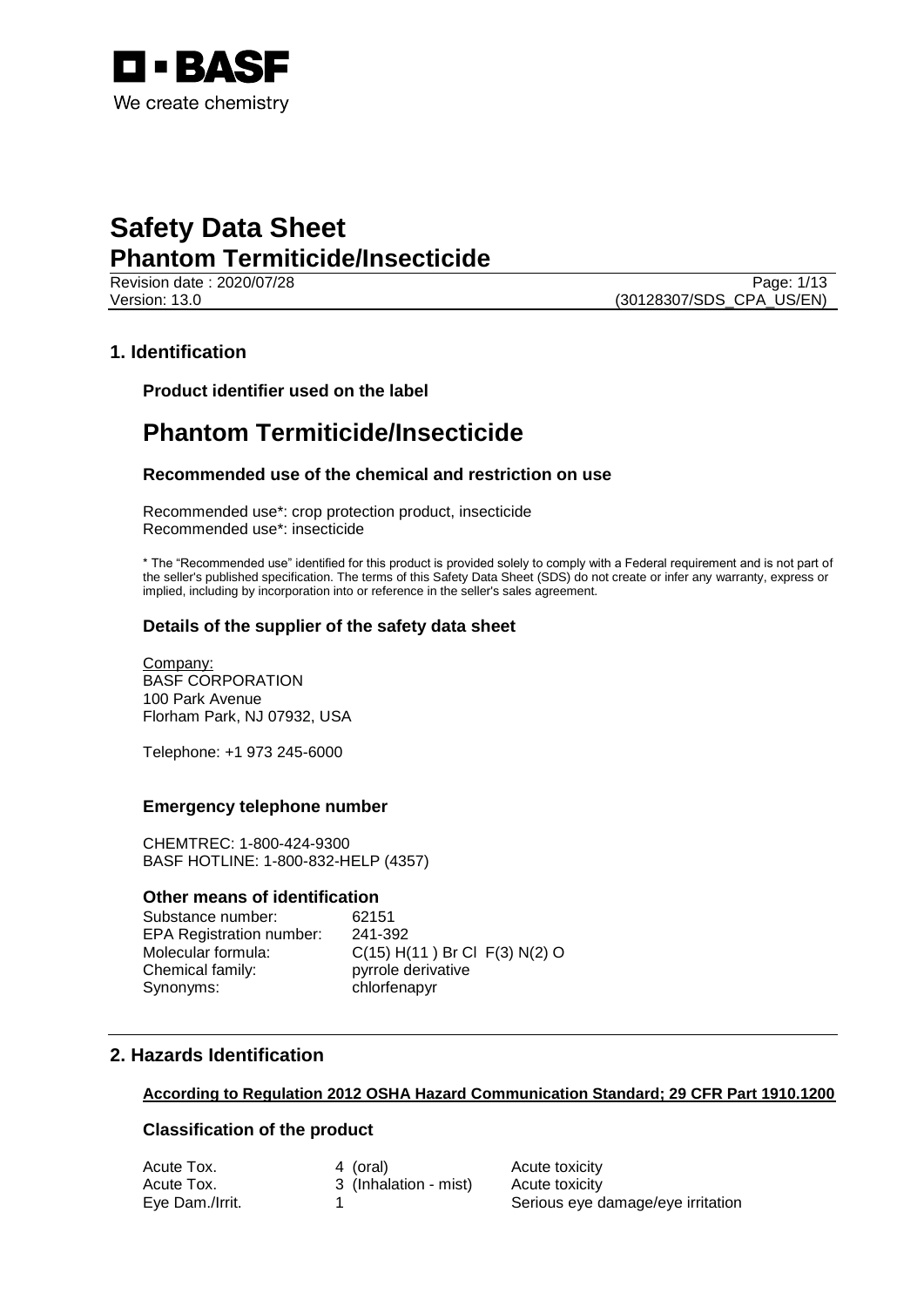# Safety Data Sheet

## Phantom Termiticide/Insecticide

Revision date : 2020/07/28
Version: 13.0

Page: 1/13
(30128307/SDS_CPA_US/EN)

## 1. Identification

### Product identifier used on the label

# Phantom Termiticide/Insecticide

### Recommended use of the chemical and restriction on use

Recommended use*: crop protection product, insecticide
Recommended use*: insecticide

* The "Recommended use" identified for this product is provided solely to comply with a Federal requirement and is not part of the seller's published specification. The terms of this Safety Data Sheet (SDS) do not create or infer any warranty, express or implied, including by incorporation into or reference in the seller's sales agreement.

### Details of the supplier of the safety data sheet

Company:
BASF CORPORATION
100 Park Avenue
Florham Park, NJ 07932, USA

Telephone: +1 973 245-6000

### Emergency telephone number

CHEMTREC: 1-800-424-9300
BASF HOTLINE: 1-800-832-HELP (4357)

### Other means of identification

| | |
|---|---|
| Substance number: | 62151 |
| EPA Registration number: | 241-392 |
| Molecular formula: | C(15) H(11 ) Br Cl F(3) N(2) O |
| Chemical family: | pyrrole derivative |
| Synonyms: | chlorfenapyr |

## 2. Hazards Identification

**According to Regulation 2012 OSHA Hazard Communication Standard; 29 CFR Part 1910.1200**

### Classification of the product

| | | |
|---|---|---|
| Acute Tox. | 4 (oral) | Acute toxicity |
| Acute Tox. | 3 (Inhalation - mist) | Acute toxicity |
| Eye Dam./Irrit. | 1 | Serious eye damage/eye irritation |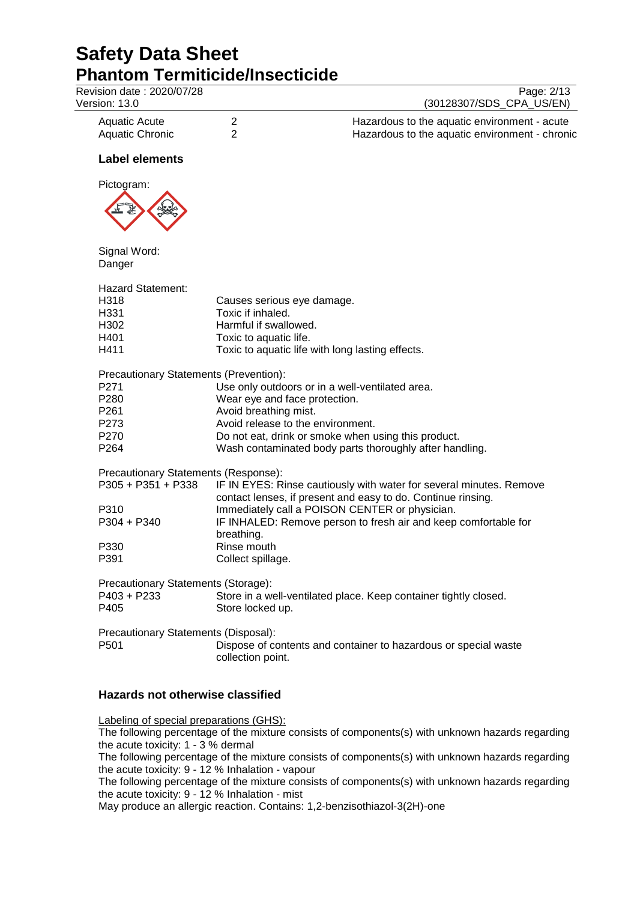| | | |
|---|---|---|
| Aquatic Acute | 2 | Hazardous to the aquatic environment - acute |
| Aquatic Chronic | 2 | Hazardous to the aquatic environment - chronic |

### Label elements

Pictogram:

Signal Word:
Danger

Hazard Statement:

| | |
|---|---|
| H318 | Causes serious eye damage. |
| H331 | Toxic if inhaled. |
| H302 | Harmful if swallowed. |
| H401 | Toxic to aquatic life. |
| H411 | Toxic to aquatic life with long lasting effects. |

Precautionary Statements (Prevention):

| | |
|---|---|
| P271 | Use only outdoors or in a well-ventilated area. |
| P280 | Wear eye and face protection. |
| P261 | Avoid breathing mist. |
| P273 | Avoid release to the environment. |
| P270 | Do not eat, drink or smoke when using this product. |
| P264 | Wash contaminated body parts thoroughly after handling. |

Precautionary Statements (Response):

| | |
|---|---|
| P305 + P351 + P338 | IF IN EYES: Rinse cautiously with water for several minutes. Remove contact lenses, if present and easy to do. Continue rinsing. |
| P310 | Immediately call a POISON CENTER or physician. |
| P304 + P340 | IF INHALED: Remove person to fresh air and keep comfortable for breathing. |
| P330 | Rinse mouth |
| P391 | Collect spillage. |

Precautionary Statements (Storage):

| | |
|---|---|
| P403 + P233 | Store in a well-ventilated place. Keep container tightly closed. |
| P405 | Store locked up. |

Precautionary Statements (Disposal):

| | |
|---|---|
| P501 | Dispose of contents and container to hazardous or special waste collection point. |

### Hazards not otherwise classified

Labeling of special preparations (GHS):

The following percentage of the mixture consists of components(s) with unknown hazards regarding the acute toxicity: 1 - 3 % dermal

The following percentage of the mixture consists of components(s) with unknown hazards regarding the acute toxicity: 9 - 12 % Inhalation - vapour

The following percentage of the mixture consists of components(s) with unknown hazards regarding the acute toxicity: 9 - 12 % Inhalation - mist

May produce an allergic reaction. Contains: 1,2-benzisothiazol-3(2H)-one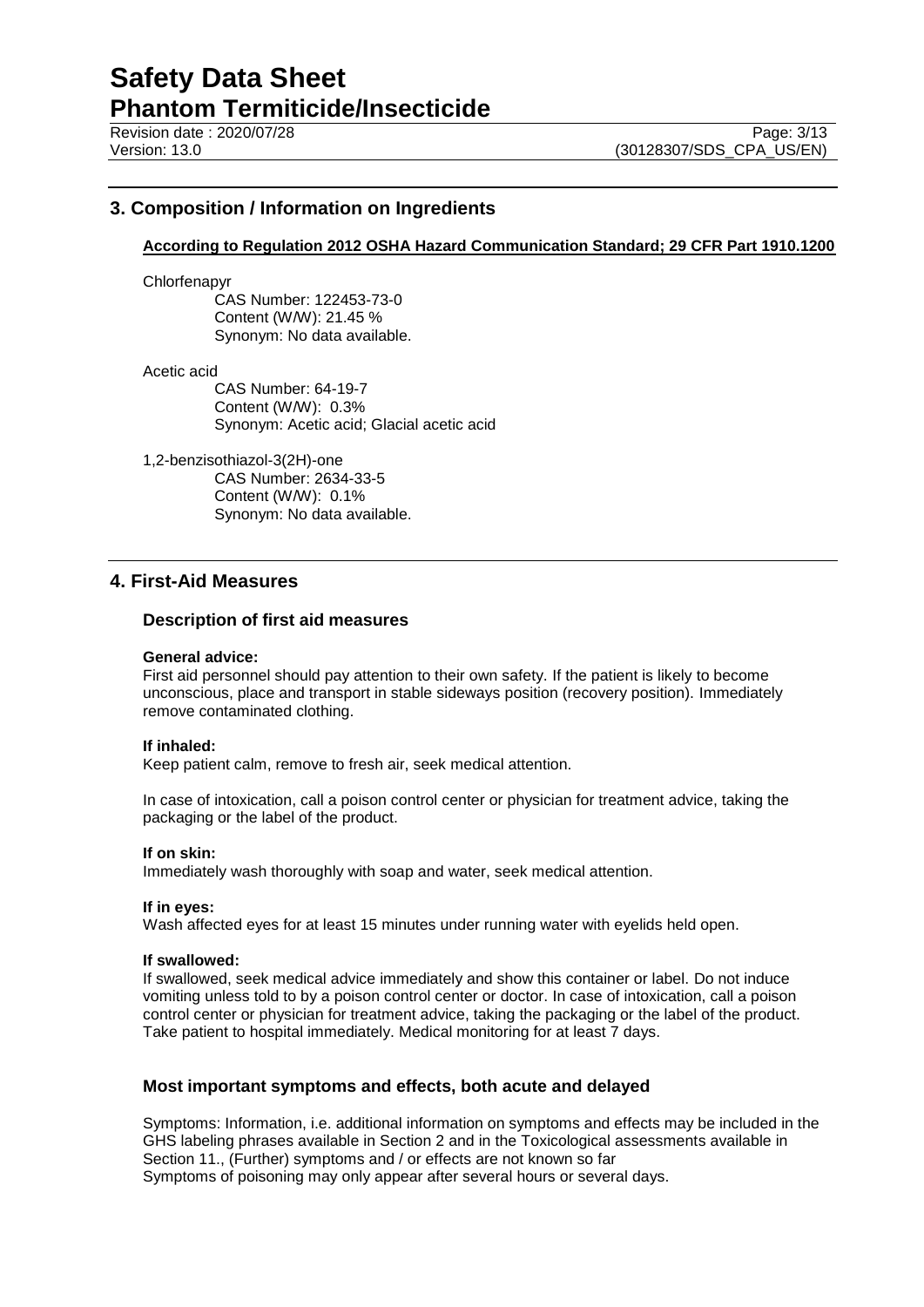## 3. Composition / Information on Ingredients

**According to Regulation 2012 OSHA Hazard Communication Standard; 29 CFR Part 1910.1200**

Chlorfenapyr
CAS Number: 122453-73-0
Content (W/W): 21.45 %
Synonym: No data available.

Acetic acid
CAS Number: 64-19-7
Content (W/W): 0.3%
Synonym: Acetic acid; Glacial acetic acid

1,2-benzisothiazol-3(2H)-one
CAS Number: 2634-33-5
Content (W/W): 0.1%
Synonym: No data available.

## 4. First-Aid Measures

### Description of first aid measures

**General advice:**
First aid personnel should pay attention to their own safety. If the patient is likely to become unconscious, place and transport in stable sideways position (recovery position). Immediately remove contaminated clothing.

**If inhaled:**
Keep patient calm, remove to fresh air, seek medical attention.

In case of intoxication, call a poison control center or physician for treatment advice, taking the packaging or the label of the product.

**If on skin:**
Immediately wash thoroughly with soap and water, seek medical attention.

**If in eyes:**
Wash affected eyes for at least 15 minutes under running water with eyelids held open.

**If swallowed:**
If swallowed, seek medical advice immediately and show this container or label. Do not induce vomiting unless told to by a poison control center or doctor. In case of intoxication, call a poison control center or physician for treatment advice, taking the packaging or the label of the product. Take patient to hospital immediately. Medical monitoring for at least 7 days.

### Most important symptoms and effects, both acute and delayed

Symptoms: Information, i.e. additional information on symptoms and effects may be included in the GHS labeling phrases available in Section 2 and in the Toxicological assessments available in Section 11., (Further) symptoms and / or effects are not known so far
Symptoms of poisoning may only appear after several hours or several days.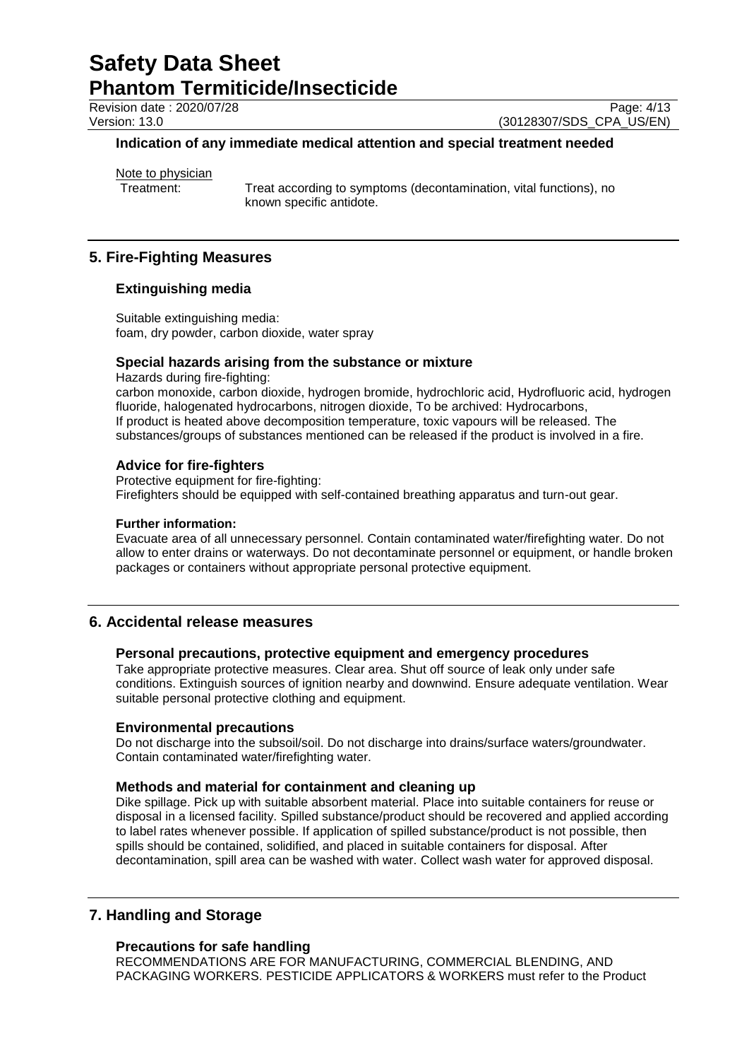### Indication of any immediate medical attention and special treatment needed

Note to physician

Treatment: Treat according to symptoms (decontamination, vital functions), no known specific antidote.

## 5. Fire-Fighting Measures

### Extinguishing media

Suitable extinguishing media:
foam, dry powder, carbon dioxide, water spray

### Special hazards arising from the substance or mixture

Hazards during fire-fighting:
carbon monoxide, carbon dioxide, hydrogen bromide, hydrochloric acid, Hydrofluoric acid, hydrogen fluoride, halogenated hydrocarbons, nitrogen dioxide, To be archived: Hydrocarbons,
If product is heated above decomposition temperature, toxic vapours will be released. The substances/groups of substances mentioned can be released if the product is involved in a fire.

### Advice for fire-fighters

Protective equipment for fire-fighting:
Firefighters should be equipped with self-contained breathing apparatus and turn-out gear.

**Further information:**
Evacuate area of all unnecessary personnel. Contain contaminated water/firefighting water. Do not allow to enter drains or waterways. Do not decontaminate personnel or equipment, or handle broken packages or containers without appropriate personal protective equipment.

## 6. Accidental release measures

### Personal precautions, protective equipment and emergency procedures

Take appropriate protective measures. Clear area. Shut off source of leak only under safe conditions. Extinguish sources of ignition nearby and downwind. Ensure adequate ventilation. Wear suitable personal protective clothing and equipment.

### Environmental precautions

Do not discharge into the subsoil/soil. Do not discharge into drains/surface waters/groundwater. Contain contaminated water/firefighting water.

### Methods and material for containment and cleaning up

Dike spillage. Pick up with suitable absorbent material. Place into suitable containers for reuse or disposal in a licensed facility. Spilled substance/product should be recovered and applied according to label rates whenever possible. If application of spilled substance/product is not possible, then spills should be contained, solidified, and placed in suitable containers for disposal. After decontamination, spill area can be washed with water. Collect wash water for approved disposal.

## 7. Handling and Storage

### Precautions for safe handling

RECOMMENDATIONS ARE FOR MANUFACTURING, COMMERCIAL BLENDING, AND PACKAGING WORKERS. PESTICIDE APPLICATORS & WORKERS must refer to the Product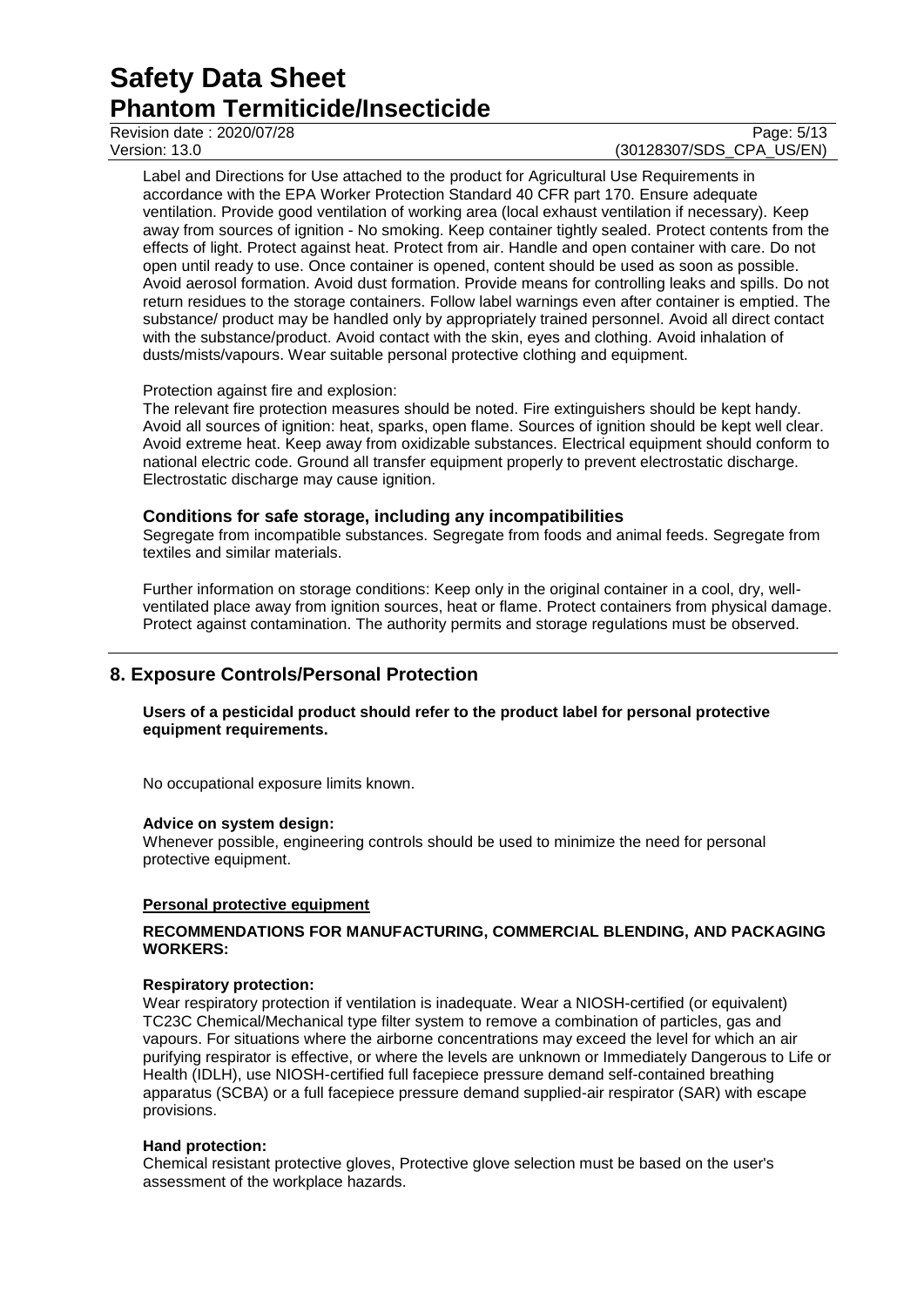Label and Directions for Use attached to the product for Agricultural Use Requirements in accordance with the EPA Worker Protection Standard 40 CFR part 170. Ensure adequate ventilation. Provide good ventilation of working area (local exhaust ventilation if necessary). Keep away from sources of ignition - No smoking. Keep container tightly sealed. Protect contents from the effects of light. Protect against heat. Protect from air. Handle and open container with care. Do not open until ready to use. Once container is opened, content should be used as soon as possible. Avoid aerosol formation. Avoid dust formation. Provide means for controlling leaks and spills. Do not return residues to the storage containers. Follow label warnings even after container is emptied. The substance/ product may be handled only by appropriately trained personnel. Avoid all direct contact with the substance/product. Avoid contact with the skin, eyes and clothing. Avoid inhalation of dusts/mists/vapours. Wear suitable personal protective clothing and equipment.

Protection against fire and explosion:
The relevant fire protection measures should be noted. Fire extinguishers should be kept handy. Avoid all sources of ignition: heat, sparks, open flame. Sources of ignition should be kept well clear. Avoid extreme heat. Keep away from oxidizable substances. Electrical equipment should conform to national electric code. Ground all transfer equipment properly to prevent electrostatic discharge. Electrostatic discharge may cause ignition.

### Conditions for safe storage, including any incompatibilities

Segregate from incompatible substances. Segregate from foods and animal feeds. Segregate from textiles and similar materials.

Further information on storage conditions: Keep only in the original container in a cool, dry, well-ventilated place away from ignition sources, heat or flame. Protect containers from physical damage. Protect against contamination. The authority permits and storage regulations must be observed.

## 8. Exposure Controls/Personal Protection

**Users of a pesticidal product should refer to the product label for personal protective equipment requirements.**

No occupational exposure limits known.

**Advice on system design:**
Whenever possible, engineering controls should be used to minimize the need for personal protective equipment.

**Personal protective equipment**

**RECOMMENDATIONS FOR MANUFACTURING, COMMERCIAL BLENDING, AND PACKAGING WORKERS:**

**Respiratory protection:**
Wear respiratory protection if ventilation is inadequate. Wear a NIOSH-certified (or equivalent) TC23C Chemical/Mechanical type filter system to remove a combination of particles, gas and vapours. For situations where the airborne concentrations may exceed the level for which an air purifying respirator is effective, or where the levels are unknown or Immediately Dangerous to Life or Health (IDLH), use NIOSH-certified full facepiece pressure demand self-contained breathing apparatus (SCBA) or a full facepiece pressure demand supplied-air respirator (SAR) with escape provisions.

**Hand protection:**
Chemical resistant protective gloves, Protective glove selection must be based on the user's assessment of the workplace hazards.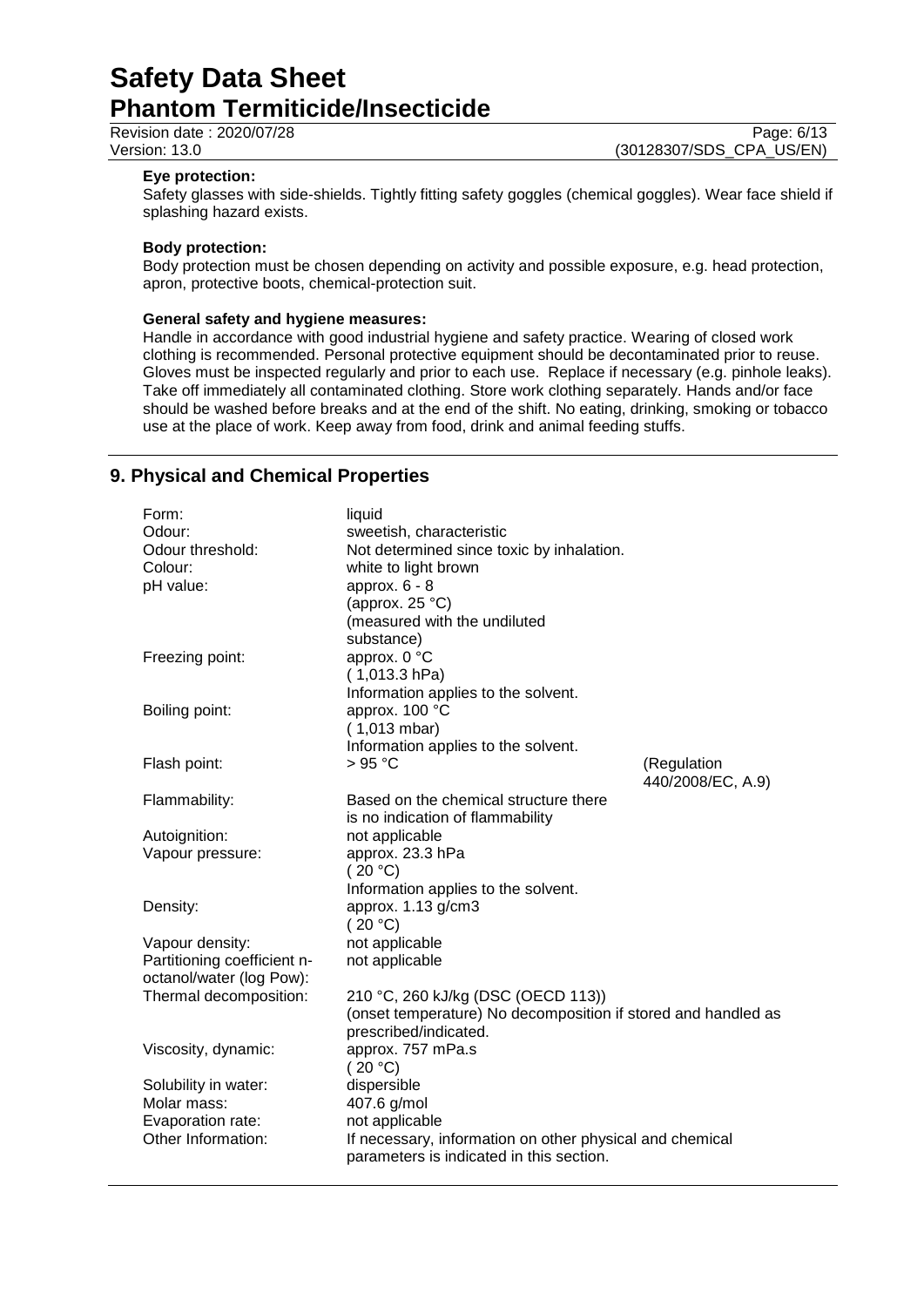**Eye protection:**

Safety glasses with side-shields. Tightly fitting safety goggles (chemical goggles). Wear face shield if splashing hazard exists.

**Body protection:**

Body protection must be chosen depending on activity and possible exposure, e.g. head protection, apron, protective boots, chemical-protection suit.

**General safety and hygiene measures:**

Handle in accordance with good industrial hygiene and safety practice. Wearing of closed work clothing is recommended. Personal protective equipment should be decontaminated prior to reuse. Gloves must be inspected regularly and prior to each use. Replace if necessary (e.g. pinhole leaks). Take off immediately all contaminated clothing. Store work clothing separately. Hands and/or face should be washed before breaks and at the end of the shift. No eating, drinking, smoking or tobacco use at the place of work. Keep away from food, drink and animal feeding stuffs.

## 9. Physical and Chemical Properties

| | | |
|---|---|---|
| Form: | liquid | |
| Odour: | sweetish, characteristic | |
| Odour threshold: | Not determined since toxic by inhalation. | |
| Colour: | white to light brown | |
| pH value: | approx. 6 - 8 (approx. 25 °C) (measured with the undiluted substance) | |
| Freezing point: | approx. 0 °C ( 1,013.3 hPa) Information applies to the solvent. | |
| Boiling point: | approx. 100 °C ( 1,013 mbar) Information applies to the solvent. | |
| Flash point: | > 95 °C | (Regulation 440/2008/EC, A.9) |
| Flammability: | Based on the chemical structure there is no indication of flammability | |
| Autoignition: | not applicable | |
| Vapour pressure: | approx. 23.3 hPa ( 20 °C) Information applies to the solvent. | |
| Density: | approx. 1.13 g/cm3 ( 20 °C) | |
| Vapour density: | not applicable | |
| Partitioning coefficient n-octanol/water (log Pow): | not applicable | |
| Thermal decomposition: | 210 °C, 260 kJ/kg (DSC (OECD 113)) (onset temperature) No decomposition if stored and handled as prescribed/indicated. | |
| Viscosity, dynamic: | approx. 757 mPa.s ( 20 °C) | |
| Solubility in water: | dispersible | |
| Molar mass: | 407.6 g/mol | |
| Evaporation rate: | not applicable | |
| Other Information: | If necessary, information on other physical and chemical parameters is indicated in this section. | |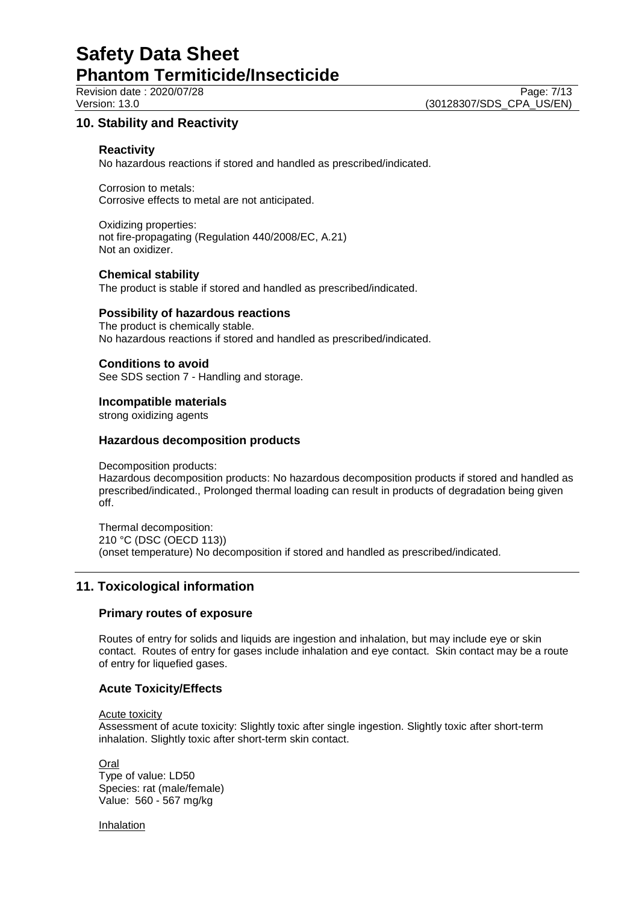## 10. Stability and Reactivity

### Reactivity

No hazardous reactions if stored and handled as prescribed/indicated.

Corrosion to metals:
Corrosive effects to metal are not anticipated.

Oxidizing properties:
not fire-propagating (Regulation 440/2008/EC, A.21)
Not an oxidizer.

### Chemical stability

The product is stable if stored and handled as prescribed/indicated.

### Possibility of hazardous reactions

The product is chemically stable.
No hazardous reactions if stored and handled as prescribed/indicated.

### Conditions to avoid

See SDS section 7 - Handling and storage.

### Incompatible materials

strong oxidizing agents

### Hazardous decomposition products

Decomposition products:
Hazardous decomposition products: No hazardous decomposition products if stored and handled as prescribed/indicated., Prolonged thermal loading can result in products of degradation being given off.

Thermal decomposition:
210 °C (DSC (OECD 113))
(onset temperature) No decomposition if stored and handled as prescribed/indicated.

## 11. Toxicological information

### Primary routes of exposure

Routes of entry for solids and liquids are ingestion and inhalation, but may include eye or skin contact. Routes of entry for gases include inhalation and eye contact. Skin contact may be a route of entry for liquefied gases.

### Acute Toxicity/Effects

Acute toxicity
Assessment of acute toxicity: Slightly toxic after single ingestion. Slightly toxic after short-term inhalation. Slightly toxic after short-term skin contact.

Oral
Type of value: LD50
Species: rat (male/female)
Value: 560 - 567 mg/kg

Inhalation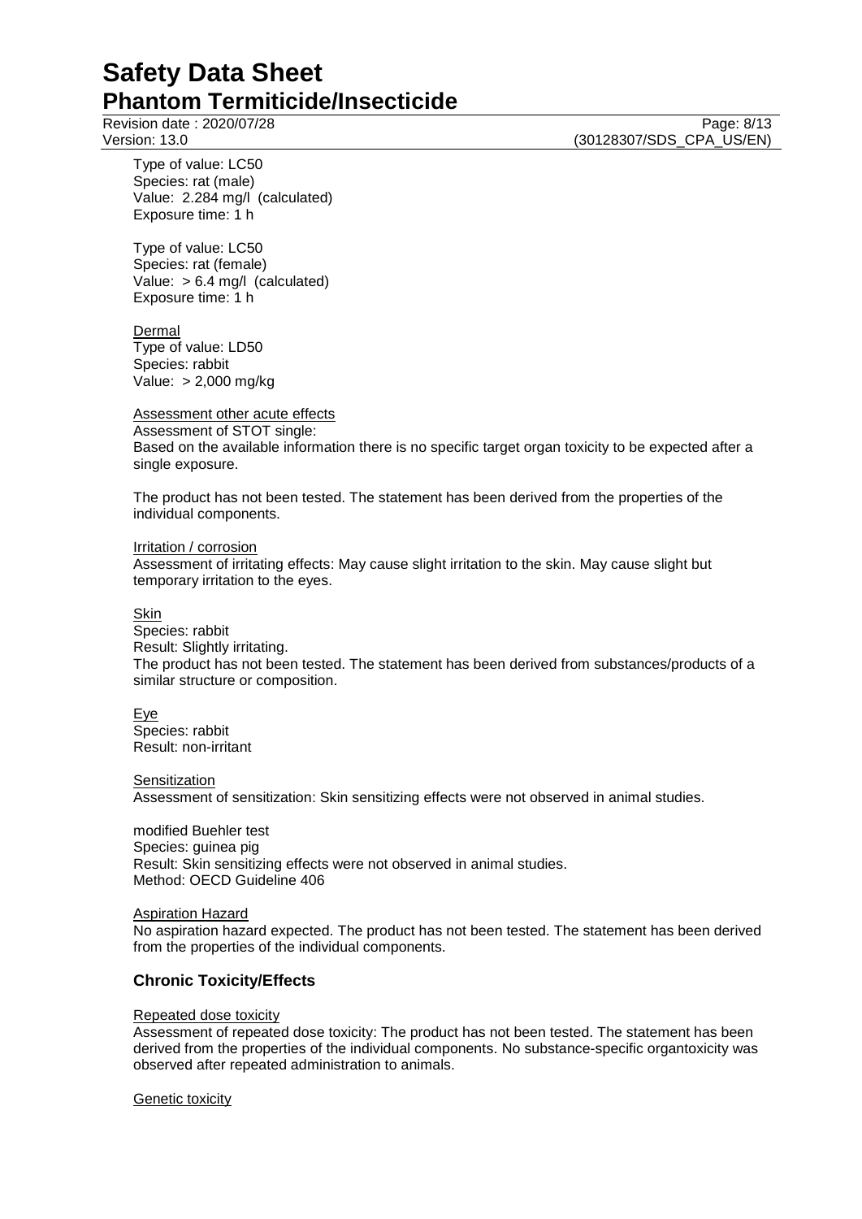Type of value: LC50
Species: rat (male)
Value: 2.284 mg/l (calculated)
Exposure time: 1 h

Type of value: LC50
Species: rat (female)
Value: > 6.4 mg/l (calculated)
Exposure time: 1 h

Dermal
Type of value: LD50
Species: rabbit
Value: > 2,000 mg/kg

Assessment other acute effects
Assessment of STOT single:
Based on the available information there is no specific target organ toxicity to be expected after a single exposure.

The product has not been tested. The statement has been derived from the properties of the individual components.

Irritation / corrosion
Assessment of irritating effects: May cause slight irritation to the skin. May cause slight but temporary irritation to the eyes.

Skin
Species: rabbit
Result: Slightly irritating.
The product has not been tested. The statement has been derived from substances/products of a similar structure or composition.

Eye
Species: rabbit
Result: non-irritant

Sensitization
Assessment of sensitization: Skin sensitizing effects were not observed in animal studies.

modified Buehler test
Species: guinea pig
Result: Skin sensitizing effects were not observed in animal studies.
Method: OECD Guideline 406

Aspiration Hazard
No aspiration hazard expected. The product has not been tested. The statement has been derived from the properties of the individual components.

## Chronic Toxicity/Effects

Repeated dose toxicity
Assessment of repeated dose toxicity: The product has not been tested. The statement has been derived from the properties of the individual components. No substance-specific organtoxicity was observed after repeated administration to animals.

Genetic toxicity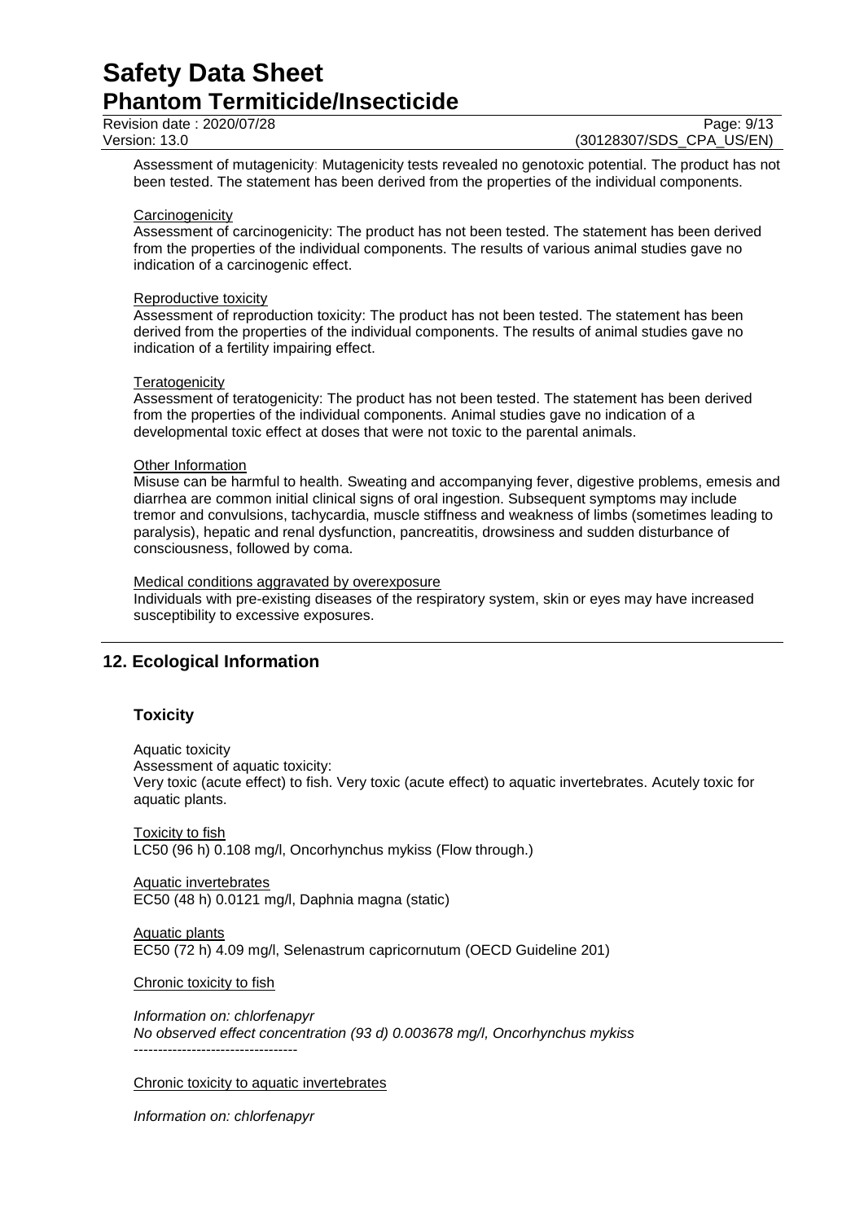Assessment of mutagenicity: Mutagenicity tests revealed no genotoxic potential. The product has not been tested. The statement has been derived from the properties of the individual components.

Carcinogenicity

Assessment of carcinogenicity: The product has not been tested. The statement has been derived from the properties of the individual components. The results of various animal studies gave no indication of a carcinogenic effect.

Reproductive toxicity

Assessment of reproduction toxicity: The product has not been tested. The statement has been derived from the properties of the individual components. The results of animal studies gave no indication of a fertility impairing effect.

Teratogenicity

Assessment of teratogenicity: The product has not been tested. The statement has been derived from the properties of the individual components. Animal studies gave no indication of a developmental toxic effect at doses that were not toxic to the parental animals.

Other Information

Misuse can be harmful to health. Sweating and accompanying fever, digestive problems, emesis and diarrhea are common initial clinical signs of oral ingestion. Subsequent symptoms may include tremor and convulsions, tachycardia, muscle stiffness and weakness of limbs (sometimes leading to paralysis), hepatic and renal dysfunction, pancreatitis, drowsiness and sudden disturbance of consciousness, followed by coma.

Medical conditions aggravated by overexposure

Individuals with pre-existing diseases of the respiratory system, skin or eyes may have increased susceptibility to excessive exposures.

## 12. Ecological Information

### Toxicity

Aquatic toxicity

Assessment of aquatic toxicity:

Very toxic (acute effect) to fish. Very toxic (acute effect) to aquatic invertebrates. Acutely toxic for aquatic plants.

Toxicity to fish

LC50 (96 h) 0.108 mg/l, Oncorhynchus mykiss (Flow through.)

Aquatic invertebrates

EC50 (48 h) 0.0121 mg/l, Daphnia magna (static)

Aquatic plants

EC50 (72 h) 4.09 mg/l, Selenastrum capricornutum (OECD Guideline 201)

Chronic toxicity to fish

*Information on: chlorfenapyr*
*No observed effect concentration (93 d) 0.003678 mg/l, Oncorhynchus mykiss*
----------------------------------

Chronic toxicity to aquatic invertebrates

*Information on: chlorfenapyr*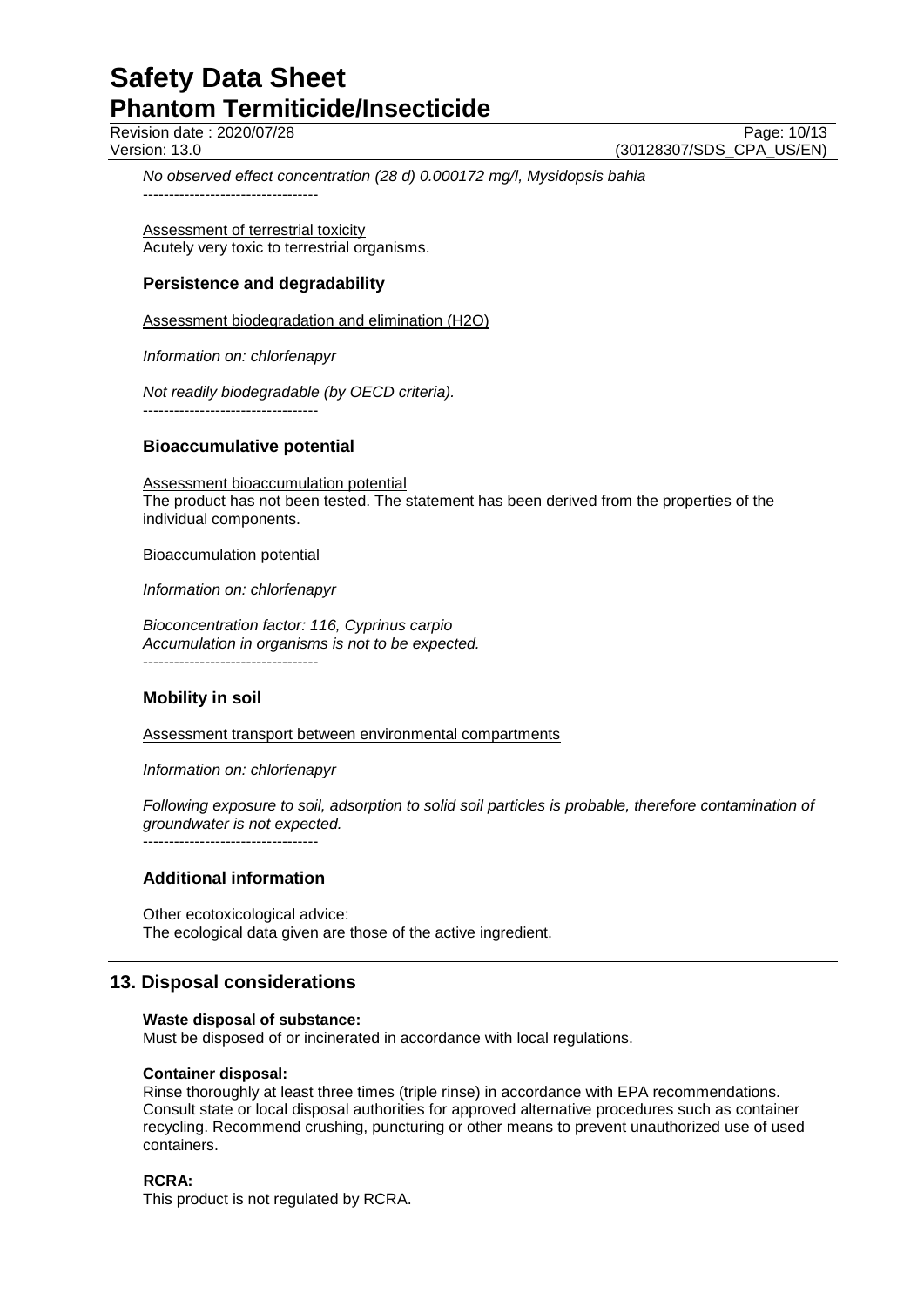*No observed effect concentration (28 d) 0.000172 mg/l, Mysidopsis bahia*

----------------------------------

Assessment of terrestrial toxicity
Acutely very toxic to terrestrial organisms.

### Persistence and degradability

Assessment biodegradation and elimination (H2O)

*Information on: chlorfenapyr*

*Not readily biodegradable (by OECD criteria).*

----------------------------------

### Bioaccumulative potential

Assessment bioaccumulation potential
The product has not been tested. The statement has been derived from the properties of the individual components.

Bioaccumulation potential

*Information on: chlorfenapyr*

*Bioconcentration factor: 116, Cyprinus carpio*
*Accumulation in organisms is not to be expected.*

----------------------------------

### Mobility in soil

Assessment transport between environmental compartments

*Information on: chlorfenapyr*

*Following exposure to soil, adsorption to solid soil particles is probable, therefore contamination of groundwater is not expected.*

----------------------------------

### Additional information

Other ecotoxicological advice:
The ecological data given are those of the active ingredient.

## 13. Disposal considerations

**Waste disposal of substance:**
Must be disposed of or incinerated in accordance with local regulations.

**Container disposal:**
Rinse thoroughly at least three times (triple rinse) in accordance with EPA recommendations. Consult state or local disposal authorities for approved alternative procedures such as container recycling. Recommend crushing, puncturing or other means to prevent unauthorized use of used containers.

**RCRA:**
This product is not regulated by RCRA.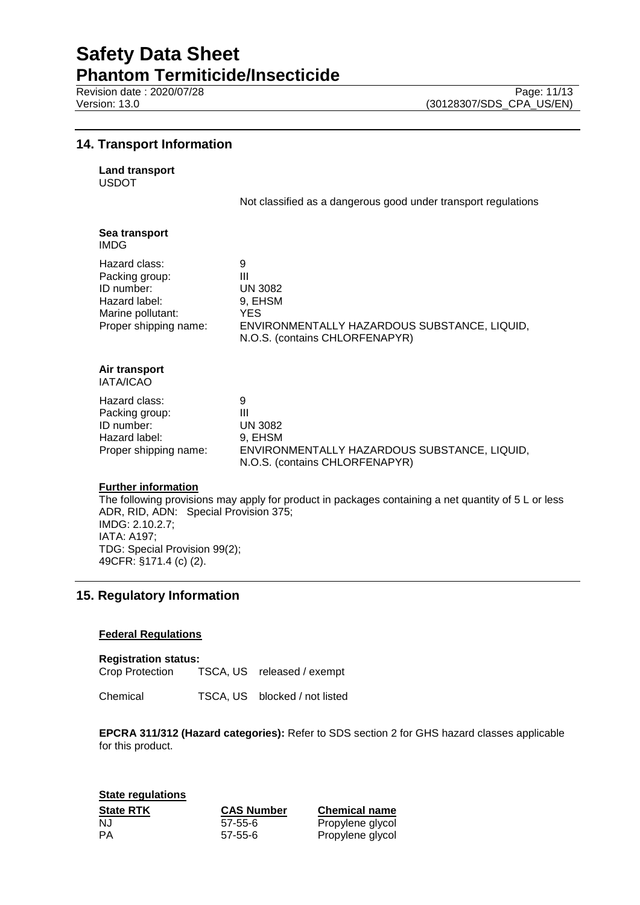## 14. Transport Information

**Land transport**
USDOT

Not classified as a dangerous good under transport regulations

**Sea transport**
IMDG

| | |
|---|---|
| Hazard class: | 9 |
| Packing group: | III |
| ID number: | UN 3082 |
| Hazard label: | 9, EHSM |
| Marine pollutant: | YES |
| Proper shipping name: | ENVIRONMENTALLY HAZARDOUS SUBSTANCE, LIQUID, N.O.S. (contains CHLORFENAPYR) |

**Air transport**
IATA/ICAO

| | |
|---|---|
| Hazard class: | 9 |
| Packing group: | III |
| ID number: | UN 3082 |
| Hazard label: | 9, EHSM |
| Proper shipping name: | ENVIRONMENTALLY HAZARDOUS SUBSTANCE, LIQUID, N.O.S. (contains CHLORFENAPYR) |

**Further information**

The following provisions may apply for product in packages containing a net quantity of 5 L or less
ADR, RID, ADN: Special Provision 375;
IMDG: 2.10.2.7;
IATA: A197;
TDG: Special Provision 99(2);
49CFR: §171.4 (c) (2).

## 15. Regulatory Information

**Federal Regulations**

**Registration status:**

| | | |
|---|---|---|
| Crop Protection | TSCA, US | released / exempt |
| Chemical | TSCA, US | blocked / not listed |

**EPCRA 311/312 (Hazard categories):** Refer to SDS section 2 for GHS hazard classes applicable for this product.

**State regulations**

| State RTK | CAS Number | Chemical name |
|---|---|---|
| NJ | 57-55-6 | Propylene glycol |
| PA | 57-55-6 | Propylene glycol |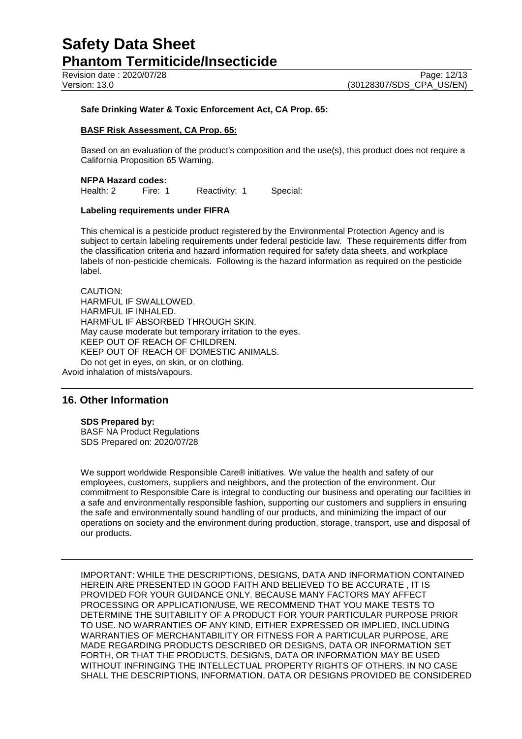**Safe Drinking Water & Toxic Enforcement Act, CA Prop. 65:**

**BASF Risk Assessment, CA Prop. 65:**

Based on an evaluation of the product's composition and the use(s), this product does not require a California Proposition 65 Warning.

**NFPA Hazard codes:**

Health: 2 Fire: 1 Reactivity: 1 Special:

**Labeling requirements under FIFRA**

This chemical is a pesticide product registered by the Environmental Protection Agency and is subject to certain labeling requirements under federal pesticide law. These requirements differ from the classification criteria and hazard information required for safety data sheets, and workplace labels of non-pesticide chemicals. Following is the hazard information as required on the pesticide label.

CAUTION:
HARMFUL IF SWALLOWED.
HARMFUL IF INHALED.
HARMFUL IF ABSORBED THROUGH SKIN.
May cause moderate but temporary irritation to the eyes.
KEEP OUT OF REACH OF CHILDREN.
KEEP OUT OF REACH OF DOMESTIC ANIMALS.
Do not get in eyes, on skin, or on clothing.
Avoid inhalation of mists/vapours.

## 16. Other Information

**SDS Prepared by:**
BASF NA Product Regulations
SDS Prepared on: 2020/07/28

We support worldwide Responsible Care® initiatives. We value the health and safety of our employees, customers, suppliers and neighbors, and the protection of the environment. Our commitment to Responsible Care is integral to conducting our business and operating our facilities in a safe and environmentally responsible fashion, supporting our customers and suppliers in ensuring the safe and environmentally sound handling of our products, and minimizing the impact of our operations on society and the environment during production, storage, transport, use and disposal of our products.

---

IMPORTANT: WHILE THE DESCRIPTIONS, DESIGNS, DATA AND INFORMATION CONTAINED HEREIN ARE PRESENTED IN GOOD FAITH AND BELIEVED TO BE ACCURATE , IT IS PROVIDED FOR YOUR GUIDANCE ONLY. BECAUSE MANY FACTORS MAY AFFECT PROCESSING OR APPLICATION/USE, WE RECOMMEND THAT YOU MAKE TESTS TO DETERMINE THE SUITABILITY OF A PRODUCT FOR YOUR PARTICULAR PURPOSE PRIOR TO USE. NO WARRANTIES OF ANY KIND, EITHER EXPRESSED OR IMPLIED, INCLUDING WARRANTIES OF MERCHANTABILITY OR FITNESS FOR A PARTICULAR PURPOSE, ARE MADE REGARDING PRODUCTS DESCRIBED OR DESIGNS, DATA OR INFORMATION SET FORTH, OR THAT THE PRODUCTS, DESIGNS, DATA OR INFORMATION MAY BE USED WITHOUT INFRINGING THE INTELLECTUAL PROPERTY RIGHTS OF OTHERS. IN NO CASE SHALL THE DESCRIPTIONS, INFORMATION, DATA OR DESIGNS PROVIDED BE CONSIDERED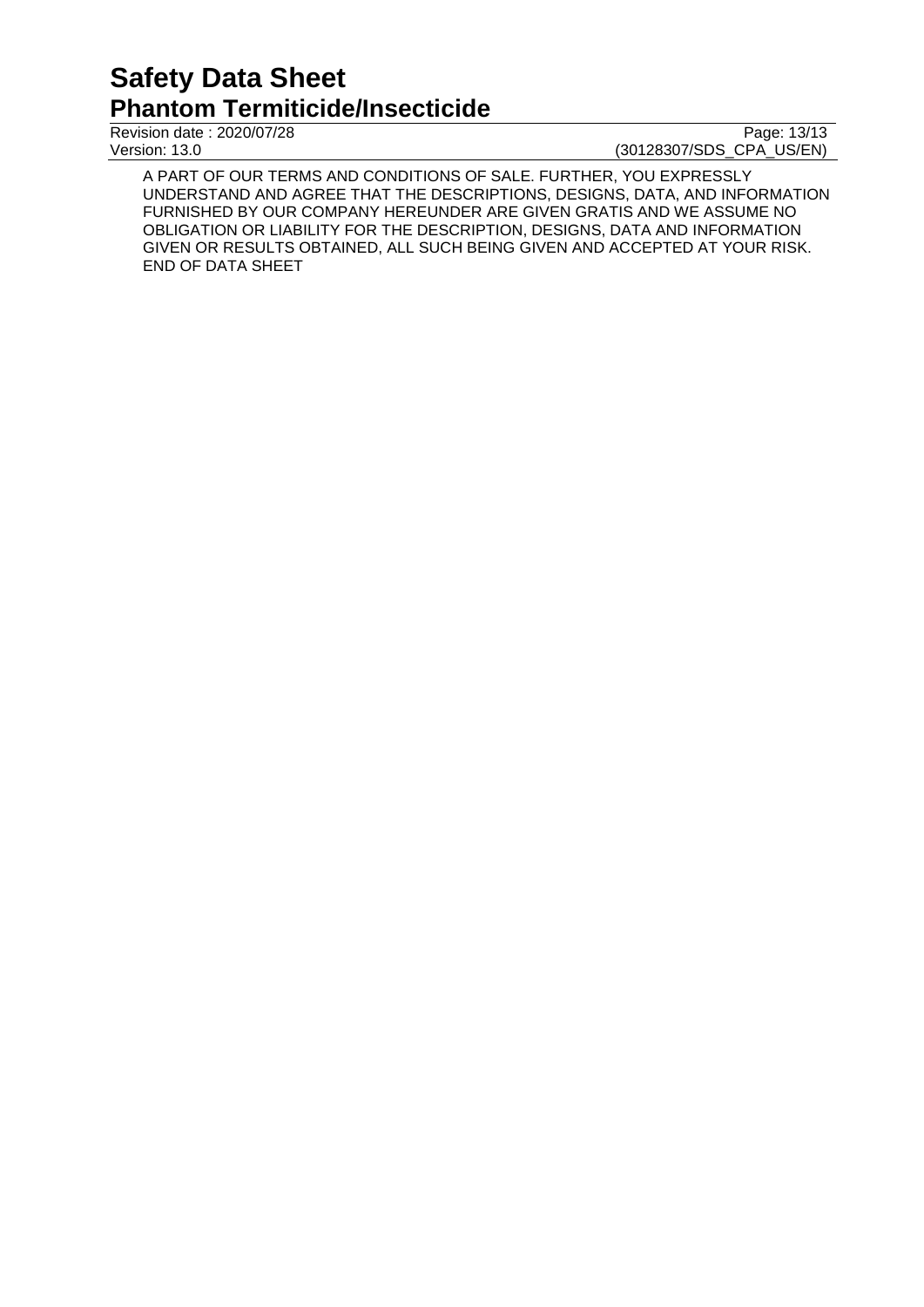A PART OF OUR TERMS AND CONDITIONS OF SALE. FURTHER, YOU EXPRESSLY UNDERSTAND AND AGREE THAT THE DESCRIPTIONS, DESIGNS, DATA, AND INFORMATION FURNISHED BY OUR COMPANY HEREUNDER ARE GIVEN GRATIS AND WE ASSUME NO OBLIGATION OR LIABILITY FOR THE DESCRIPTION, DESIGNS, DATA AND INFORMATION GIVEN OR RESULTS OBTAINED, ALL SUCH BEING GIVEN AND ACCEPTED AT YOUR RISK.
END OF DATA SHEET